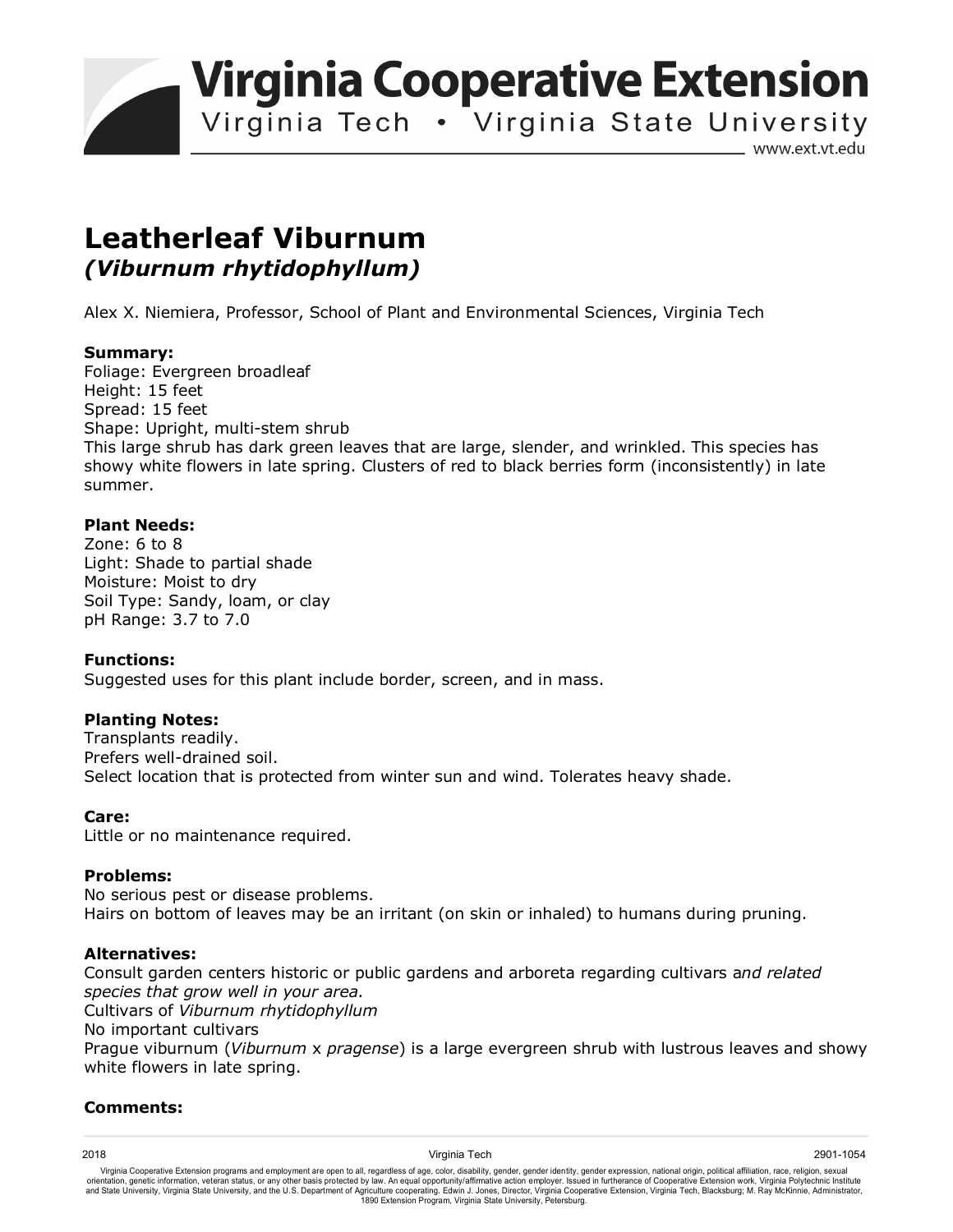# Virginia Cooperative Extension

Virginia Tech • Virginia State University

www.ext.vt.edu

## Leatherleaf Viburnum
### *(Viburnum rhytidophyllum)*

Alex X. Niemiera, Professor, School of Plant and Environmental Sciences, Virginia Tech

**Summary:**
Foliage: Evergreen broadleaf
Height: 15 feet
Spread: 15 feet
Shape: Upright, multi-stem shrub
This large shrub has dark green leaves that are large, slender, and wrinkled. This species has showy white flowers in late spring. Clusters of red to black berries form (inconsistently) in late summer.

**Plant Needs:**
Zone: 6 to 8
Light: Shade to partial shade
Moisture: Moist to dry
Soil Type: Sandy, loam, or clay
pH Range: 3.7 to 7.0

**Functions:**
Suggested uses for this plant include border, screen, and in mass.

**Planting Notes:**
Transplants readily.
Prefers well-drained soil.
Select location that is protected from winter sun and wind. Tolerates heavy shade.

**Care:**
Little or no maintenance required.

**Problems:**
No serious pest or disease problems.
Hairs on bottom of leaves may be an irritant (on skin or inhaled) to humans during pruning.

**Alternatives:**
Consult garden centers historic or public gardens and arboreta regarding cultivars a*nd related species that grow well in your area.*
Cultivars of *Viburnum rhytidophyllum*
No important cultivars
Prague viburnum (*Viburnum* x *pragense*) is a large evergreen shrub with lustrous leaves and showy white flowers in late spring.

**Comments:**

2018 Virginia Tech 2901-1054

Virginia Cooperative Extension programs and employment are open to all, regardless of age, color, disability, gender, gender identity, gender expression, national origin, political affiliation, race, religion, sexual orientation, genetic information, veteran status, or any other basis protected by law. An equal opportunity/affirmative action employer. Issued in furtherance of Cooperative Extension work, Virginia Polytechnic Institute and State University, Virginia State University, and the U.S. Department of Agriculture cooperating. Edwin J. Jones, Director, Virginia Cooperative Extension, Virginia Tech, Blacksburg; M. Ray McKinnie, Administrator, 1890 Extension Program, Virginia State University, Petersburg.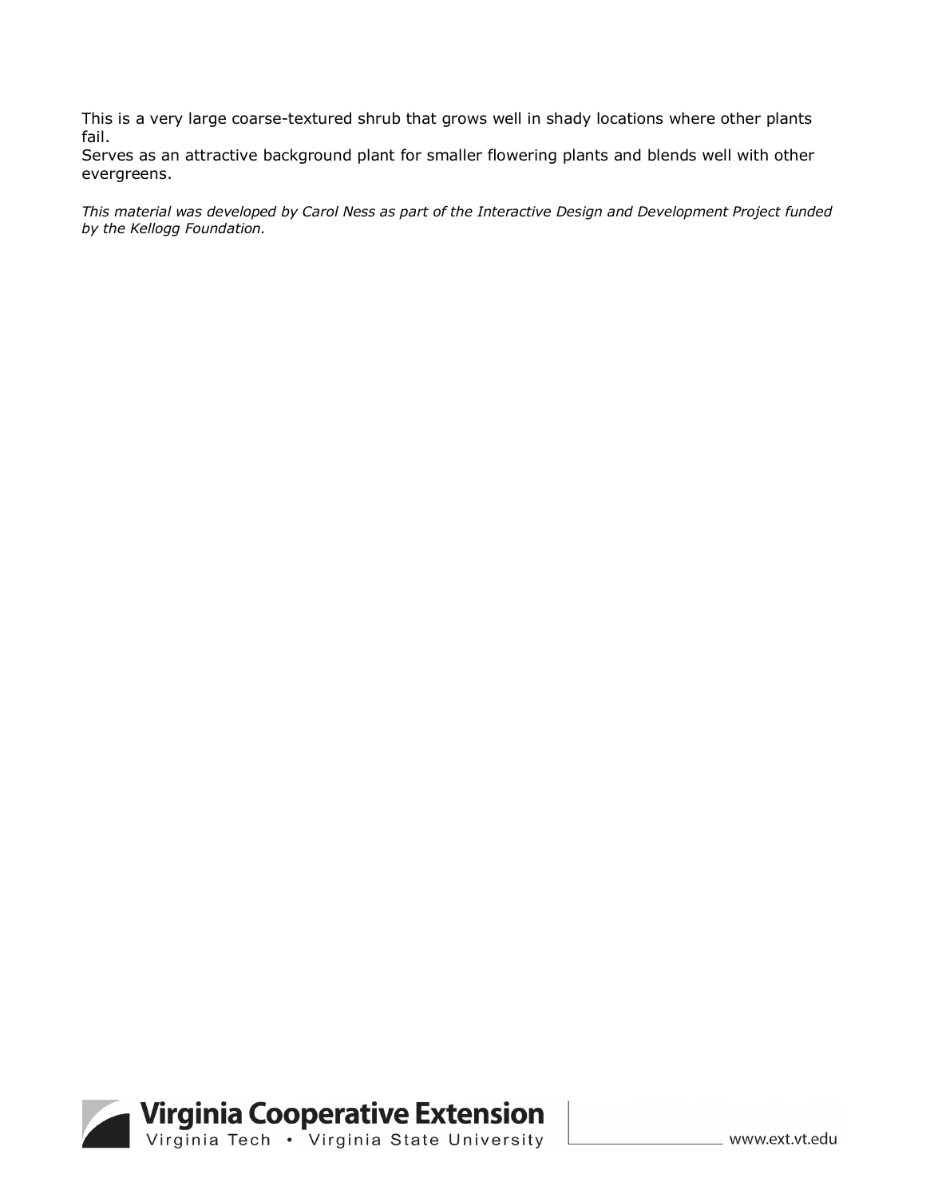This is a very large coarse-textured shrub that grows well in shady locations where other plants fail.
Serves as an attractive background plant for smaller flowering plants and blends well with other evergreens.

*This material was developed by Carol Ness as part of the Interactive Design and Development Project funded by the Kellogg Foundation.*